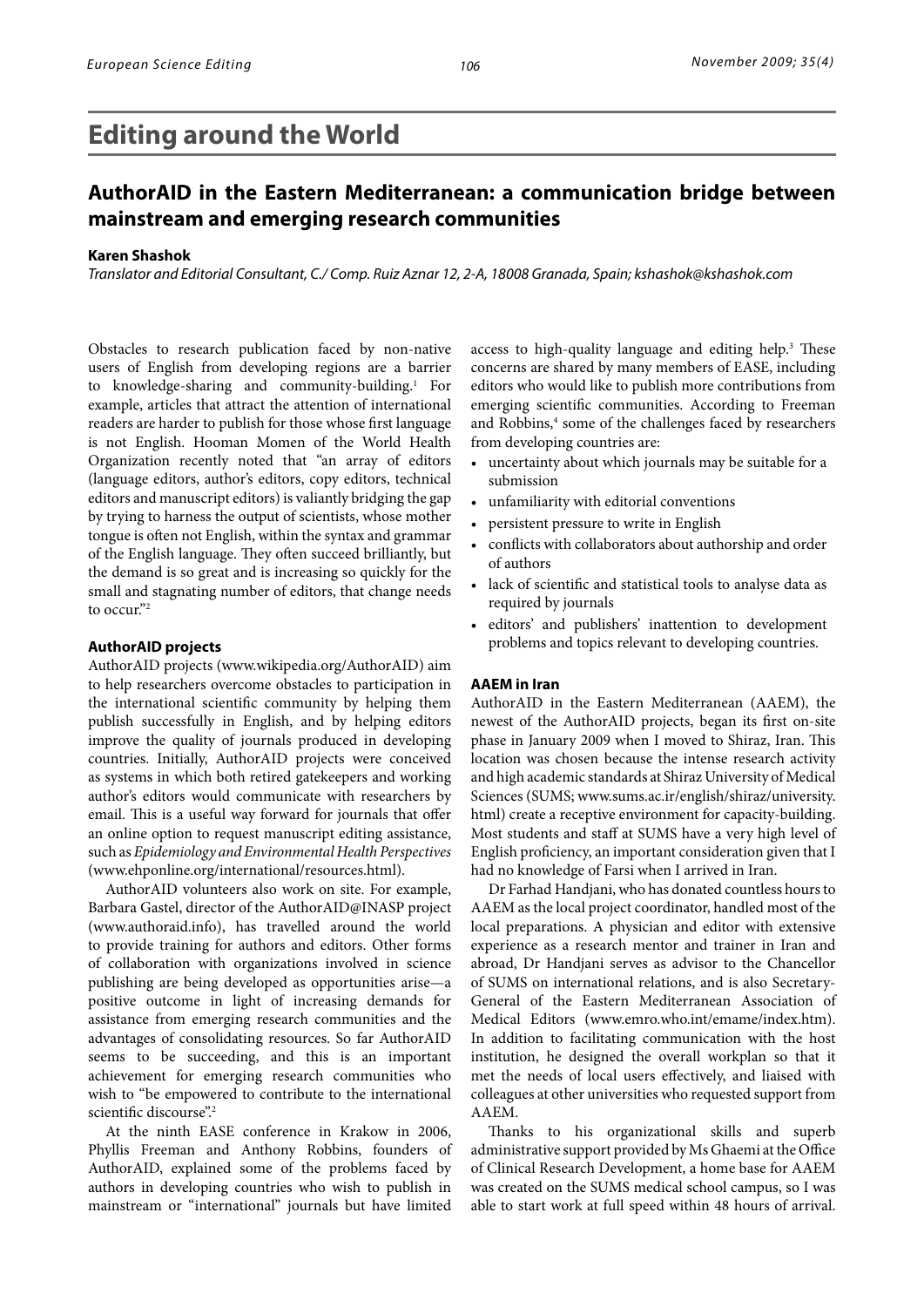# Editing around the World

## AuthorAID in the Eastern Mediterranean: a communication bridge between mainstream and emerging research communities

**Karen Shashok**

*Translator and Editorial Consultant, C./ Comp. Ruiz Aznar 12, 2-A, 18008 Granada, Spain; kshashok@kshashok.com*

Obstacles to research publication faced by non-native users of English from developing regions are a barrier to knowledge-sharing and community-building.[1] For example, articles that attract the attention of international readers are harder to publish for those whose first language is not English. Hooman Momen of the World Health Organization recently noted that "an array of editors (language editors, author's editors, copy editors, technical editors and manuscript editors) is valiantly bridging the gap by trying to harness the output of scientists, whose mother tongue is often not English, within the syntax and grammar of the English language. They often succeed brilliantly, but the demand is so great and is increasing so quickly for the small and stagnating number of editors, that change needs to occur."[2]

### AuthorAID projects

AuthorAID projects (www.wikipedia.org/AuthorAID) aim to help researchers overcome obstacles to participation in the international scientific community by helping them publish successfully in English, and by helping editors improve the quality of journals produced in developing countries. Initially, AuthorAID projects were conceived as systems in which both retired gatekeepers and working author's editors would communicate with researchers by email. This is a useful way forward for journals that offer an online option to request manuscript editing assistance, such as *Epidemiology and Environmental Health Perspectives* (www.ehponline.org/international/resources.html).

AuthorAID volunteers also work on site. For example, Barbara Gastel, director of the AuthorAID@INASP project (www.authoraid.info), has travelled around the world to provide training for authors and editors. Other forms of collaboration with organizations involved in science publishing are being developed as opportunities arise—a positive outcome in light of increasing demands for assistance from emerging research communities and the advantages of consolidating resources. So far AuthorAID seems to be succeeding, and this is an important achievement for emerging research communities who wish to "be empowered to contribute to the international scientific discourse".[2]

At the ninth EASE conference in Krakow in 2006, Phyllis Freeman and Anthony Robbins, founders of AuthorAID, explained some of the problems faced by authors in developing countries who wish to publish in mainstream or "international" journals but have limited access to high-quality language and editing help.[3] These concerns are shared by many members of EASE, including editors who would like to publish more contributions from emerging scientific communities. According to Freeman and Robbins,[4] some of the challenges faced by researchers from developing countries are:

- uncertainty about which journals may be suitable for a submission
- unfamiliarity with editorial conventions
- persistent pressure to write in English
- conflicts with collaborators about authorship and order of authors
- lack of scientific and statistical tools to analyse data as required by journals
- editors' and publishers' inattention to development problems and topics relevant to developing countries.

### AAEM in Iran

AuthorAID in the Eastern Mediterranean (AAEM), the newest of the AuthorAID projects, began its first on-site phase in January 2009 when I moved to Shiraz, Iran. This location was chosen because the intense research activity and high academic standards at Shiraz University of Medical Sciences (SUMS; www.sums.ac.ir/english/shiraz/university.html) create a receptive environment for capacity-building. Most students and staff at SUMS have a very high level of English proficiency, an important consideration given that I had no knowledge of Farsi when I arrived in Iran.

Dr Farhad Handjani, who has donated countless hours to AAEM as the local project coordinator, handled most of the local preparations. A physician and editor with extensive experience as a research mentor and trainer in Iran and abroad, Dr Handjani serves as advisor to the Chancellor of SUMS on international relations, and is also Secretary-General of the Eastern Mediterranean Association of Medical Editors (www.emro.who.int/emame/index.htm). In addition to facilitating communication with the host institution, he designed the overall workplan so that it met the needs of local users effectively, and liaised with colleagues at other universities who requested support from AAEM.

Thanks to his organizational skills and superb administrative support provided by Ms Ghaemi at the Office of Clinical Research Development, a home base for AAEM was created on the SUMS medical school campus, so I was able to start work at full speed within 48 hours of arrival.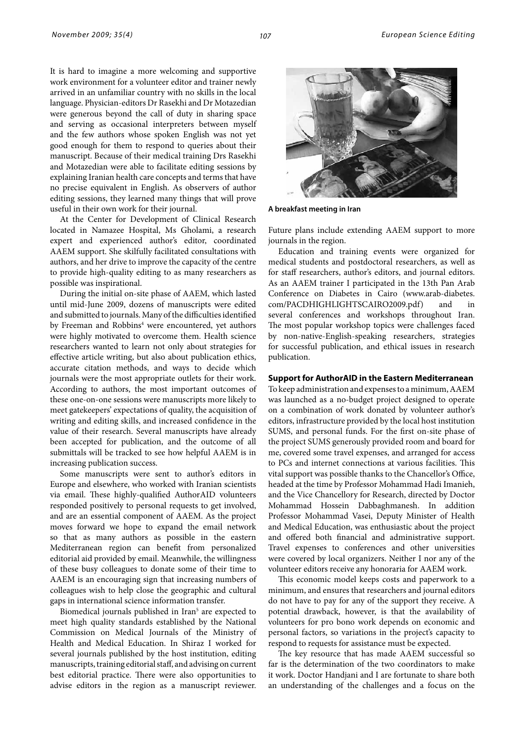It is hard to imagine a more welcoming and supportive work environment for a volunteer editor and trainer newly arrived in an unfamiliar country with no skills in the local language. Physician-editors Dr Rasekhi and Dr Motazedian were generous beyond the call of duty in sharing space and serving as occasional interpreters between myself and the few authors whose spoken English was not yet good enough for them to respond to queries about their manuscript. Because of their medical training Drs Rasekhi and Motazedian were able to facilitate editing sessions by explaining Iranian health care concepts and terms that have no precise equivalent in English. As observers of author editing sessions, they learned many things that will prove useful in their own work for their journal.

At the Center for Development of Clinical Research located in Namazee Hospital, Ms Gholami, a research expert and experienced author's editor, coordinated AAEM support. She skilfully facilitated consultations with authors, and her drive to improve the capacity of the centre to provide high-quality editing to as many researchers as possible was inspirational.

During the initial on-site phase of AAEM, which lasted until mid-June 2009, dozens of manuscripts were edited and submitted to journals. Many of the difficulties identified by Freeman and Robbins[4] were encountered, yet authors were highly motivated to overcome them. Health science researchers wanted to learn not only about strategies for effective article writing, but also about publication ethics, accurate citation methods, and ways to decide which journals were the most appropriate outlets for their work. According to authors, the most important outcomes of these one-on-one sessions were manuscripts more likely to meet gatekeepers' expectations of quality, the acquisition of writing and editing skills, and increased confidence in the value of their research. Several manuscripts have already been accepted for publication, and the outcome of all submittals will be tracked to see how helpful AAEM is in increasing publication success.

Some manuscripts were sent to author's editors in Europe and elsewhere, who worked with Iranian scientists via email. These highly-qualified AuthorAID volunteers responded positively to personal requests to get involved, and are an essential component of AAEM. As the project moves forward we hope to expand the email network so that as many authors as possible in the eastern Mediterranean region can benefit from personalized editorial aid provided by email. Meanwhile, the willingness of these busy colleagues to donate some of their time to AAEM is an encouraging sign that increasing numbers of colleagues wish to help close the geographic and cultural gaps in international science information transfer.

Biomedical journals published in Iran[5] are expected to meet high quality standards established by the National Commission on Medical Journals of the Ministry of Health and Medical Education. In Shiraz I worked for several journals published by the host institution, editing manuscripts, training editorial staff, and advising on current best editorial practice. There were also opportunities to advise editors in the region as a manuscript reviewer. Future plans include extending AAEM support to more journals in the region.

**A breakfast meeting in Iran**

Education and training events were organized for medical students and postdoctoral researchers, as well as for staff researchers, author's editors, and journal editors. As an AAEM trainer I participated in the 13th Pan Arab Conference on Diabetes in Cairo (www.arab-diabetes.com/PACDHIGHLIGHTSCAIRO2009.pdf) and in several conferences and workshops throughout Iran. The most popular workshop topics were challenges faced by non-native-English-speaking researchers, strategies for successful publication, and ethical issues in research publication.

## Support for AuthorAID in the Eastern Mediterranean

To keep administration and expenses to a minimum, AAEM was launched as a no-budget project designed to operate on a combination of work donated by volunteer author's editors, infrastructure provided by the local host institution SUMS, and personal funds. For the first on-site phase of the project SUMS generously provided room and board for me, covered some travel expenses, and arranged for access to PCs and internet connections at various facilities. This vital support was possible thanks to the Chancellor's Office, headed at the time by Professor Mohammad Hadi Imanieh, and the Vice Chancellory for Research, directed by Doctor Mohammad Hossein Dabbaghmanesh. In addition Professor Mohammad Vasei, Deputy Minister of Health and Medical Education, was enthusiastic about the project and offered both financial and administrative support. Travel expenses to conferences and other universities were covered by local organizers. Neither I nor any of the volunteer editors receive any honoraria for AAEM work.

This economic model keeps costs and paperwork to a minimum, and ensures that researchers and journal editors do not have to pay for any of the support they receive. A potential drawback, however, is that the availability of volunteers for pro bono work depends on economic and personal factors, so variations in the project's capacity to respond to requests for assistance must be expected.

The key resource that has made AAEM successful so far is the determination of the two coordinators to make it work. Doctor Handjani and I are fortunate to share both an understanding of the challenges and a focus on the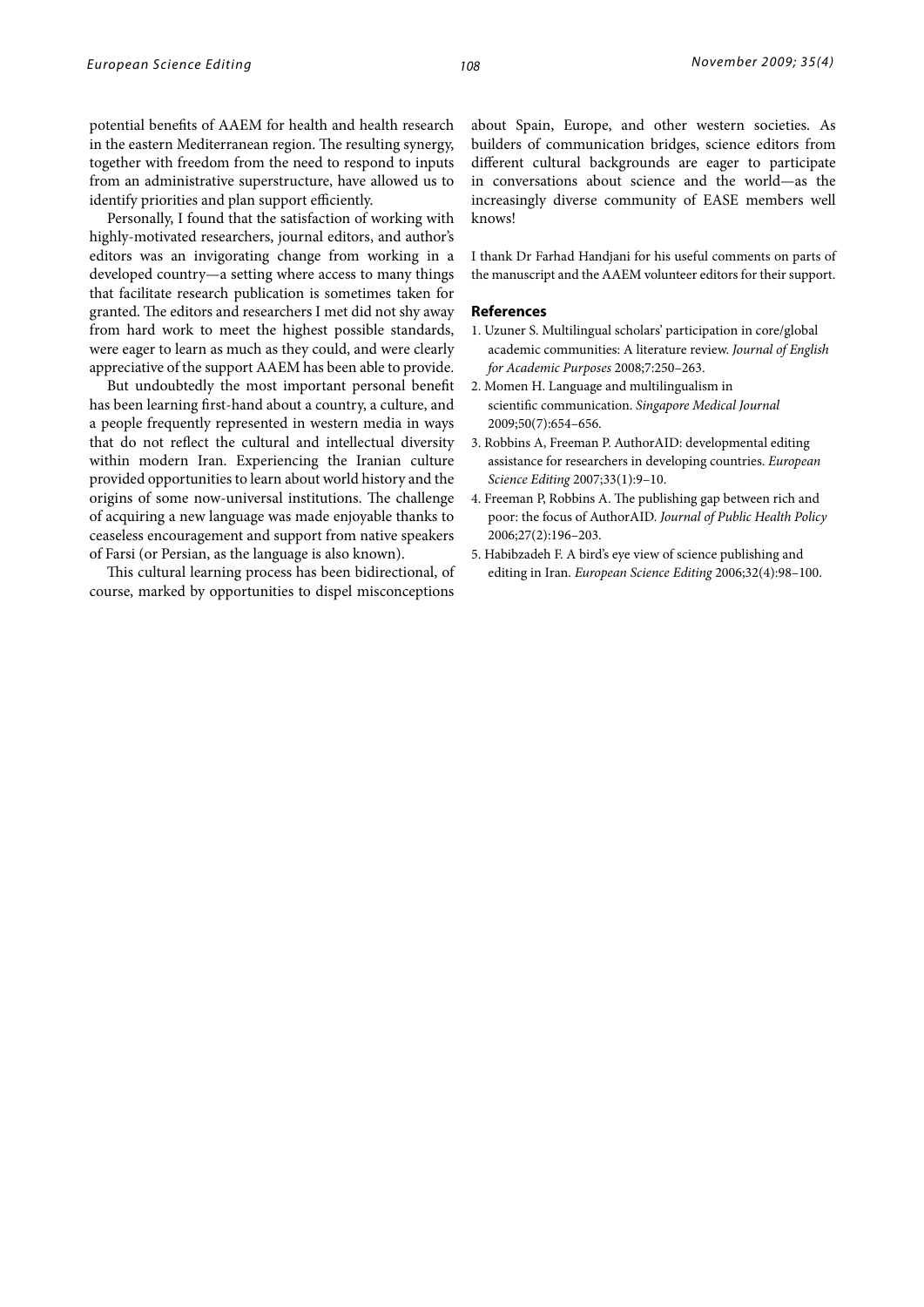potential benefits of AAEM for health and health research in the eastern Mediterranean region. The resulting synergy, together with freedom from the need to respond to inputs from an administrative superstructure, have allowed us to identify priorities and plan support efficiently.

Personally, I found that the satisfaction of working with highly-motivated researchers, journal editors, and author's editors was an invigorating change from working in a developed country—a setting where access to many things that facilitate research publication is sometimes taken for granted. The editors and researchers I met did not shy away from hard work to meet the highest possible standards, were eager to learn as much as they could, and were clearly appreciative of the support AAEM has been able to provide.

But undoubtedly the most important personal benefit has been learning first-hand about a country, a culture, and a people frequently represented in western media in ways that do not reflect the cultural and intellectual diversity within modern Iran. Experiencing the Iranian culture provided opportunities to learn about world history and the origins of some now-universal institutions. The challenge of acquiring a new language was made enjoyable thanks to ceaseless encouragement and support from native speakers of Farsi (or Persian, as the language is also known).

This cultural learning process has been bidirectional, of course, marked by opportunities to dispel misconceptions about Spain, Europe, and other western societies. As builders of communication bridges, science editors from different cultural backgrounds are eager to participate in conversations about science and the world—as the increasingly diverse community of EASE members well knows!

I thank Dr Farhad Handjani for his useful comments on parts of the manuscript and the AAEM volunteer editors for their support.

### References

1. Uzuner S. Multilingual scholars' participation in core/global academic communities: A literature review. *Journal of English for Academic Purposes* 2008;7:250–263.
2. Momen H. Language and multilingualism in scientific communication. *Singapore Medical Journal* 2009;50(7):654–656.
3. Robbins A, Freeman P. AuthorAID: developmental editing assistance for researchers in developing countries. *European Science Editing* 2007;33(1):9–10.
4. Freeman P, Robbins A. The publishing gap between rich and poor: the focus of AuthorAID. *Journal of Public Health Policy* 2006;27(2):196–203.
5. Habibzadeh F. A bird's eye view of science publishing and editing in Iran. *European Science Editing* 2006;32(4):98–100.